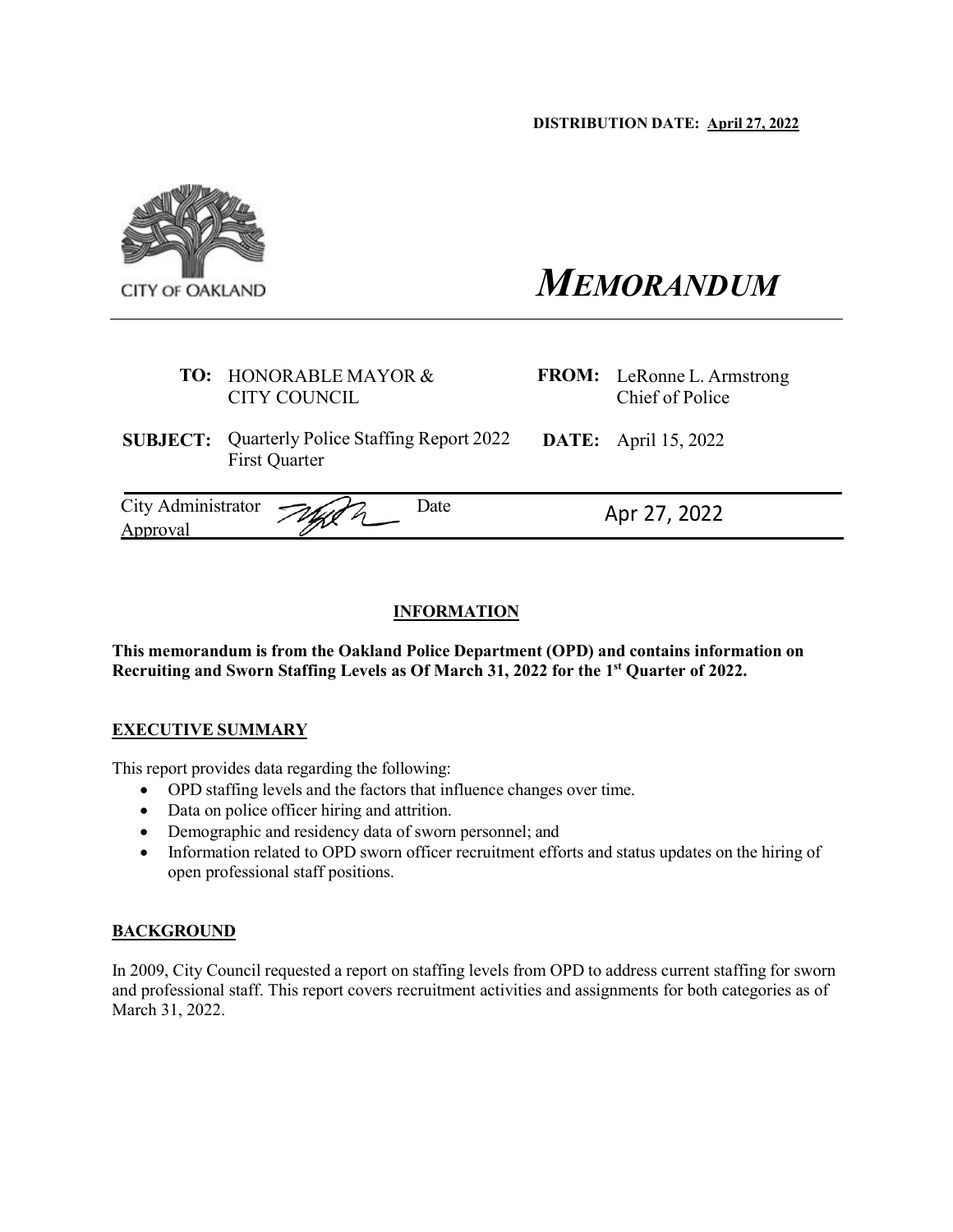**DISTRIBUTION DATE: April 27, 2022**

CITY OF OAKLAND

# *MEMORANDUM*

| | | | |
|---|---|---|---|
| **TO:** | HONORABLE MAYOR & CITY COUNCIL | **FROM:** | LeRonne L. Armstrong Chief of Police |
| **SUBJECT:** | Quarterly Police Staffing Report 2022 First Quarter | **DATE:** | April 15, 2022 |

| City Administrator Approval | | Date | Apr 27, 2022 |
|---|---|---|---|

## INFORMATION

**This memorandum is from the Oakland Police Department (OPD) and contains information on Recruiting and Sworn Staffing Levels as Of March 31, 2022 for the 1st Quarter of 2022.**

## EXECUTIVE SUMMARY

This report provides data regarding the following:

- OPD staffing levels and the factors that influence changes over time.
- Data on police officer hiring and attrition.
- Demographic and residency data of sworn personnel; and
- Information related to OPD sworn officer recruitment efforts and status updates on the hiring of open professional staff positions.

## BACKGROUND

In 2009, City Council requested a report on staffing levels from OPD to address current staffing for sworn and professional staff. This report covers recruitment activities and assignments for both categories as of March 31, 2022.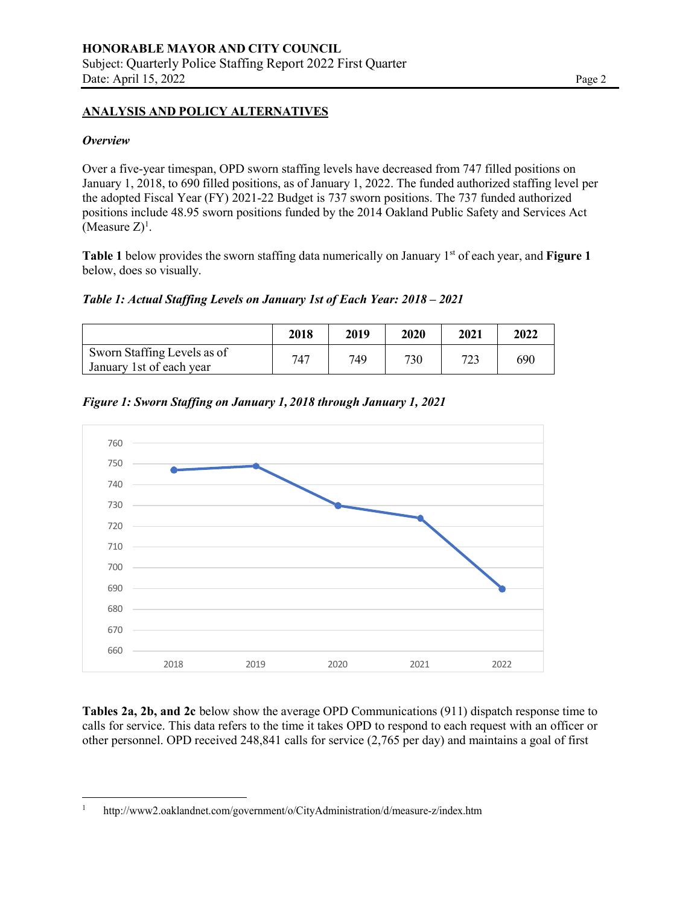## ANALYSIS AND POLICY ALTERNATIVES

### *Overview*

Over a five-year timespan, OPD sworn staffing levels have decreased from 747 filled positions on January 1, 2018, to 690 filled positions, as of January 1, 2022. The funded authorized staffing level per the adopted Fiscal Year (FY) 2021-22 Budget is 737 sworn positions. The 737 funded authorized positions include 48.95 sworn positions funded by the 2014 Oakland Public Safety and Services Act (Measure Z)[1].

**Table 1** below provides the sworn staffing data numerically on January 1st of each year, and **Figure 1** below, does so visually.

***Table 1: Actual Staffing Levels on January 1st of Each Year: 2018 – 2021***

| | 2018 | 2019 | 2020 | 2021 | 2022 |
|---|---|---|---|---|---|
| Sworn Staffing Levels as of January 1st of each year | 747 | 749 | 730 | 723 | 690 |

***Figure 1: Sworn Staffing on January 1, 2018 through January 1, 2021***

**Tables 2a, 2b, and 2c** below show the average OPD Communications (911) dispatch response time to calls for service. This data refers to the time it takes OPD to respond to each request with an officer or other personnel. OPD received 248,841 calls for service (2,765 per day) and maintains a goal of first

[1] http://www2.oaklandnet.com/government/o/CityAdministration/d/measure-z/index.htm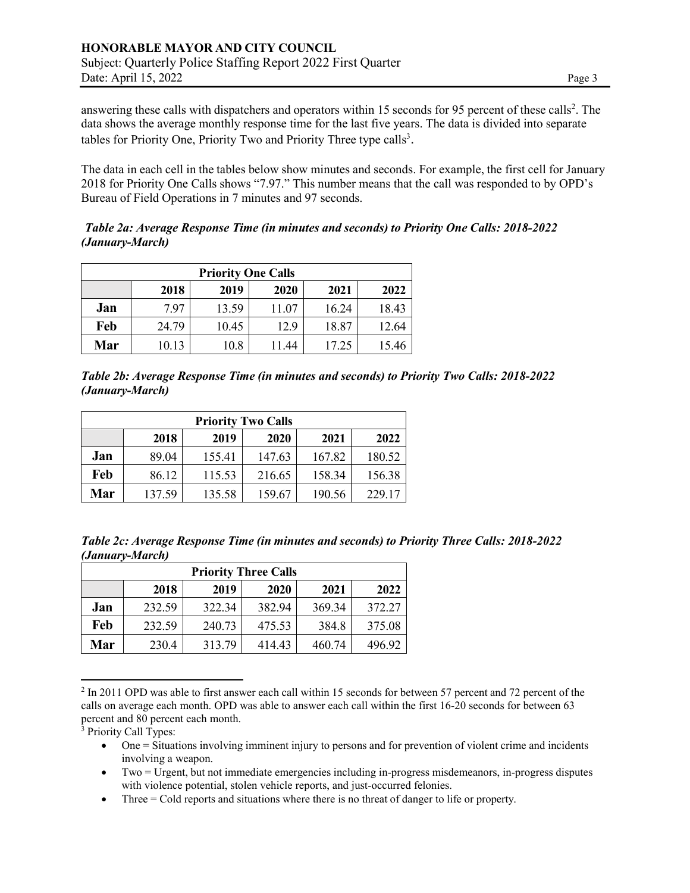answering these calls with dispatchers and operators within 15 seconds for 95 percent of these calls[2]. The data shows the average monthly response time for the last five years. The data is divided into separate tables for Priority One, Priority Two and Priority Three type calls[3].

The data in each cell in the tables below show minutes and seconds. For example, the first cell for January 2018 for Priority One Calls shows "7.97." This number means that the call was responded to by OPD's Bureau of Field Operations in 7 minutes and 97 seconds.

***Table 2a: Average Response Time (in minutes and seconds) to Priority One Calls: 2018-2022 (January-March)***

| Priority One Calls | | | | | |
|---|---|---|---|---|---|
| | **2018** | **2019** | **2020** | **2021** | **2022** |
| **Jan** | 7.97 | 13.59 | 11.07 | 16.24 | 18.43 |
| **Feb** | 24.79 | 10.45 | 12.9 | 18.87 | 12.64 |
| **Mar** | 10.13 | 10.8 | 11.44 | 17.25 | 15.46 |

***Table 2b: Average Response Time (in minutes and seconds) to Priority Two Calls: 2018-2022 (January-March)***

| Priority Two Calls | | | | | |
|---|---|---|---|---|---|
| | **2018** | **2019** | **2020** | **2021** | **2022** |
| **Jan** | 89.04 | 155.41 | 147.63 | 167.82 | 180.52 |
| **Feb** | 86.12 | 115.53 | 216.65 | 158.34 | 156.38 |
| **Mar** | 137.59 | 135.58 | 159.67 | 190.56 | 229.17 |

***Table 2c: Average Response Time (in minutes and seconds) to Priority Three Calls: 2018-2022 (January-March)***

| Priority Three Calls | | | | | |
|---|---|---|---|---|---|
| | **2018** | **2019** | **2020** | **2021** | **2022** |
| **Jan** | 232.59 | 322.34 | 382.94 | 369.34 | 372.27 |
| **Feb** | 232.59 | 240.73 | 475.53 | 384.8 | 375.08 |
| **Mar** | 230.4 | 313.79 | 414.43 | 460.74 | 496.92 |

---

[2] In 2011 OPD was able to first answer each call within 15 seconds for between 57 percent and 72 percent of the calls on average each month. OPD was able to answer each call within the first 16-20 seconds for between 63 percent and 80 percent each month.

[3] Priority Call Types:

- One = Situations involving imminent injury to persons and for prevention of violent crime and incidents involving a weapon.
- Two = Urgent, but not immediate emergencies including in-progress misdemeanors, in-progress disputes with violence potential, stolen vehicle reports, and just-occurred felonies.
- Three = Cold reports and situations where there is no threat of danger to life or property.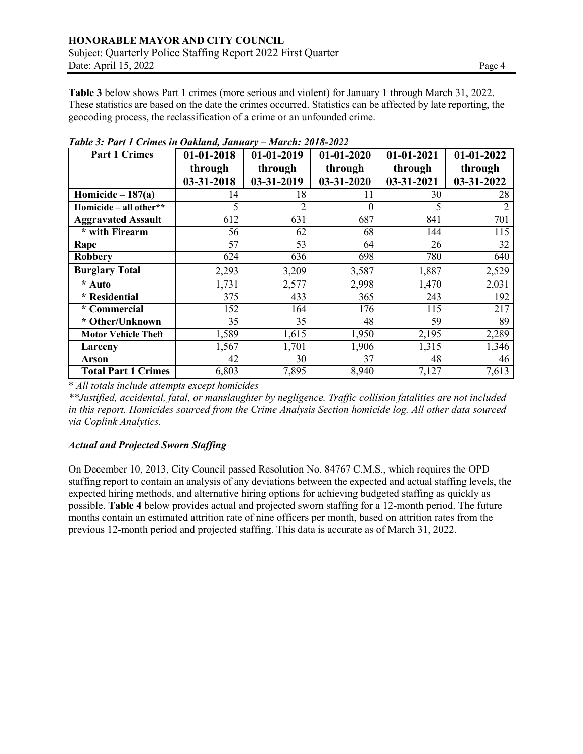**Table 3** below shows Part 1 crimes (more serious and violent) for January 1 through March 31, 2022. These statistics are based on the date the crimes occurred. Statistics can be affected by late reporting, the geocoding process, the reclassification of a crime or an unfounded crime.

***Table 3: Part 1 Crimes in Oakland, January – March: 2018-2022***

| Part 1 Crimes | 01-01-2018 through 03-31-2018 | 01-01-2019 through 03-31-2019 | 01-01-2020 through 03-31-2020 | 01-01-2021 through 03-31-2021 | 01-01-2022 through 03-31-2022 |
|---|---|---|---|---|---|
| **Homicide – 187(a)** | 14 | 18 | 11 | 30 | 28 |
| **Homicide – all other**** | 5 | 2 | 0 | 5 | 2 |
| **Aggravated Assault** | 612 | 631 | 687 | 841 | 701 |
| **\* with Firearm** | 56 | 62 | 68 | 144 | 115 |
| **Rape** | 57 | 53 | 64 | 26 | 32 |
| **Robbery** | 624 | 636 | 698 | 780 | 640 |
| **Burglary Total** | 2,293 | 3,209 | 3,587 | 1,887 | 2,529 |
| **\* Auto** | 1,731 | 2,577 | 2,998 | 1,470 | 2,031 |
| **\* Residential** | 375 | 433 | 365 | 243 | 192 |
| **\* Commercial** | 152 | 164 | 176 | 115 | 217 |
| **\* Other/Unknown** | 35 | 35 | 48 | 59 | 89 |
| **Motor Vehicle Theft** | 1,589 | 1,615 | 1,950 | 2,195 | 2,289 |
| **Larceny** | 1,567 | 1,701 | 1,906 | 1,315 | 1,346 |
| **Arson** | 42 | 30 | 37 | 48 | 46 |
| **Total Part 1 Crimes** | 6,803 | 7,895 | 8,940 | 7,127 | 7,613 |

\* *All totals include attempts except homicides*

*\*\*Justified, accidental, fatal, or manslaughter by negligence. Traffic collision fatalities are not included in this report. Homicides sourced from the Crime Analysis Section homicide log. All other data sourced via Coplink Analytics.*

### *Actual and Projected Sworn Staffing*

On December 10, 2013, City Council passed Resolution No. 84767 C.M.S., which requires the OPD staffing report to contain an analysis of any deviations between the expected and actual staffing levels, the expected hiring methods, and alternative hiring options for achieving budgeted staffing as quickly as possible. **Table 4** below provides actual and projected sworn staffing for a 12-month period. The future months contain an estimated attrition rate of nine officers per month, based on attrition rates from the previous 12-month period and projected staffing. This data is accurate as of March 31, 2022.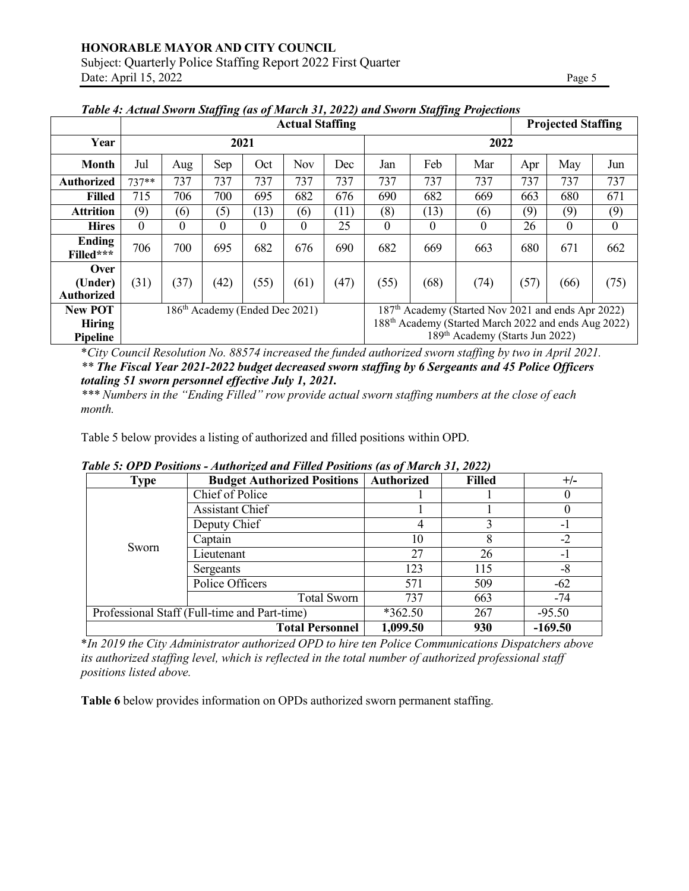*Table 4: Actual Sworn Staffing (as of March 31, 2022) and Sworn Staffing Projections*

| | Actual Staffing | | | | | | | | | Projected Staffing | | |
|---|---|---|---|---|---|---|---|---|---|---|---|---|
| **Year** | 2021 | | | | | | 2022 | | | | | |
| **Month** | Jul | Aug | Sep | Oct | Nov | Dec | Jan | Feb | Mar | Apr | May | Jun |
| **Authorized** | 737** | 737 | 737 | 737 | 737 | 737 | 737 | 737 | 737 | 737 | 737 | 737 |
| **Filled** | 715 | 706 | 700 | 695 | 682 | 676 | 690 | 682 | 669 | 663 | 680 | 671 |
| **Attrition** | (9) | (6) | (5) | (13) | (6) | (11) | (8) | (13) | (6) | (9) | (9) | (9) |
| **Hires** | 0 | 0 | 0 | 0 | 0 | 25 | 0 | 0 | 0 | 26 | 0 | 0 |
| **Ending Filled*** ** | 706 | 700 | 695 | 682 | 676 | 690 | 682 | 669 | 663 | 680 | 671 | 662 |
| **Over (Under) Authorized** | (31) | (37) | (42) | (55) | (61) | (47) | (55) | (68) | (74) | (57) | (66) | (75) |
| **New POT Hiring Pipeline** | 186th Academy (Ended Dec 2021) | | | | | | 187th Academy (Started Nov 2021 and ends Apr 2022) 188th Academy (Started March 2022 and ends Aug 2022) 189th Academy (Starts Jun 2022) | | | | | |

*City Council Resolution No. 88574 increased the funded authorized sworn staffing by two in April 2021.*
*** The Fiscal Year 2021-2022 budget decreased sworn staffing by 6 Sergeants and 45 Police Officers totaling 51 sworn personnel effective July 1, 2021.***
**** Numbers in the "Ending Filled" row provide actual sworn staffing numbers at the close of each month.*

Table 5 below provides a listing of authorized and filled positions within OPD.

*Table 5: OPD Positions - Authorized and Filled Positions (as of March 31, 2022)*

| Type | Budget Authorized Positions | Authorized | Filled | +/- |
|---|---|---|---|---|
| Sworn | Chief of Police | 1 | 1 | 0 |
| | Assistant Chief | 1 | 1 | 0 |
| | Deputy Chief | 4 | 3 | -1 |
| | Captain | 10 | 8 | -2 |
| | Lieutenant | 27 | 26 | -1 |
| | Sergeants | 123 | 115 | -8 |
| | Police Officers | 571 | 509 | -62 |
| | Total Sworn | 737 | 663 | -74 |
| Professional Staff (Full-time and Part-time) | | *362.50 | 267 | -95.50 |
| | **Total Personnel** | **1,099.50** | **930** | **-169.50** |

*In 2019 the City Administrator authorized OPD to hire ten Police Communications Dispatchers above its authorized staffing level, which is reflected in the total number of authorized professional staff positions listed above.*

**Table 6** below provides information on OPDs authorized sworn permanent staffing.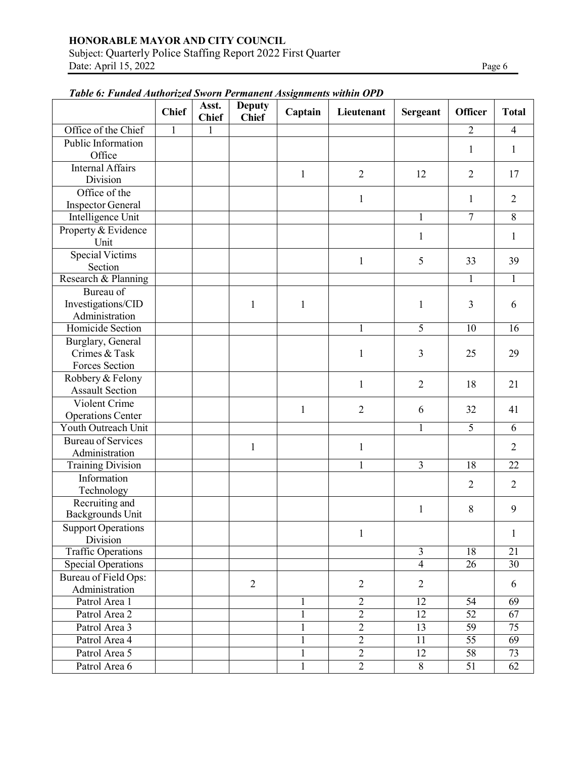*Table 6: Funded Authorized Sworn Permanent Assignments within OPD*

| | Chief | Asst. Chief | Deputy Chief | Captain | Lieutenant | Sergeant | Officer | Total |
|---|---|---|---|---|---|---|---|---|
| Office of the Chief | 1 | 1 | | | | | 2 | 4 |
| Public Information Office | | | | | | | 1 | 1 |
| Internal Affairs Division | | | | 1 | 2 | 12 | 2 | 17 |
| Office of the Inspector General | | | | | 1 | | 1 | 2 |
| Intelligence Unit | | | | | | 1 | 7 | 8 |
| Property & Evidence Unit | | | | | | 1 | | 1 |
| Special Victims Section | | | | | 1 | 5 | 33 | 39 |
| Research & Planning | | | | | | | 1 | 1 |
| Bureau of Investigations/CID Administration | | | 1 | 1 | | 1 | 3 | 6 |
| Homicide Section | | | | | 1 | 5 | 10 | 16 |
| Burglary, General Crimes & Task Forces Section | | | | | 1 | 3 | 25 | 29 |
| Robbery & Felony Assault Section | | | | | 1 | 2 | 18 | 21 |
| Violent Crime Operations Center | | | | 1 | 2 | 6 | 32 | 41 |
| Youth Outreach Unit | | | | | | 1 | 5 | 6 |
| Bureau of Services Administration | | | 1 | | 1 | | | 2 |
| Training Division | | | | | 1 | 3 | 18 | 22 |
| Information Technology | | | | | | | 2 | 2 |
| Recruiting and Backgrounds Unit | | | | | | 1 | 8 | 9 |
| Support Operations Division | | | | | 1 | | | 1 |
| Traffic Operations | | | | | | 3 | 18 | 21 |
| Special Operations | | | | | | 4 | 26 | 30 |
| Bureau of Field Ops: Administration | | | 2 | | 2 | 2 | | 6 |
| Patrol Area 1 | | | | 1 | 2 | 12 | 54 | 69 |
| Patrol Area 2 | | | | 1 | 2 | 12 | 52 | 67 |
| Patrol Area 3 | | | | 1 | 2 | 13 | 59 | 75 |
| Patrol Area 4 | | | | 1 | 2 | 11 | 55 | 69 |
| Patrol Area 5 | | | | 1 | 2 | 12 | 58 | 73 |
| Patrol Area 6 | | | | 1 | 2 | 8 | 51 | 62 |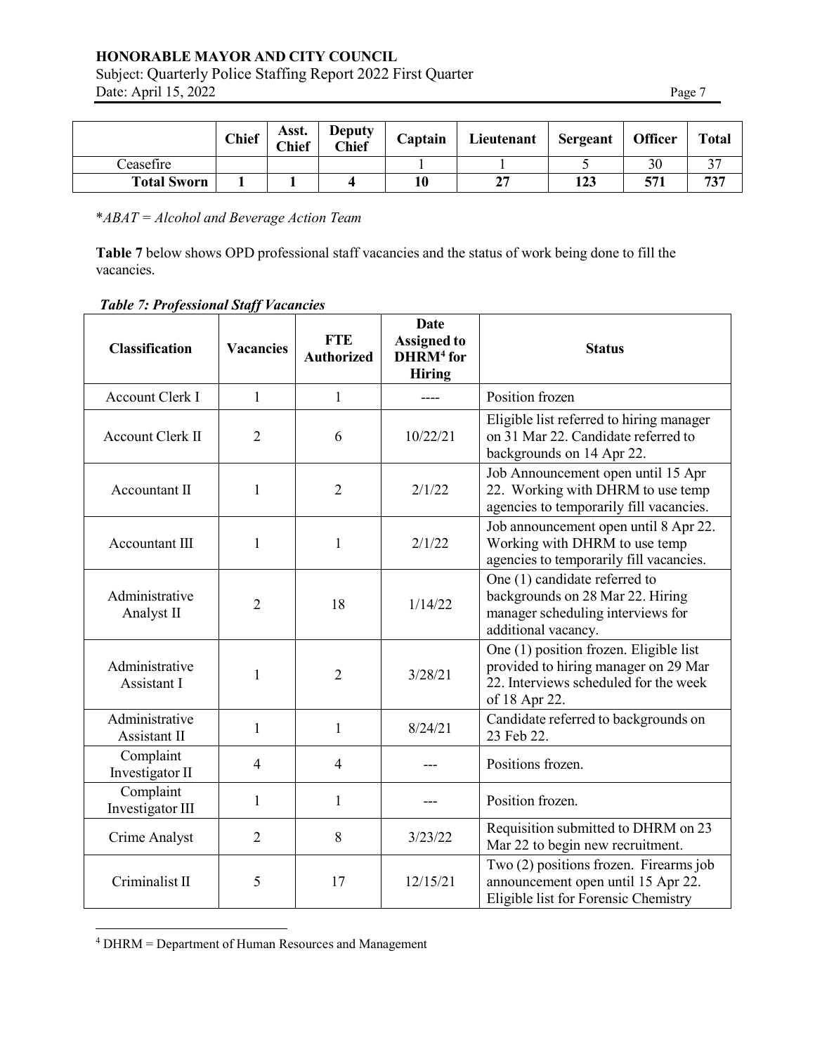| | Chief | Asst. Chief | Deputy Chief | Captain | Lieutenant | Sergeant | Officer | Total |
|---|---|---|---|---|---|---|---|---|
| Ceasefire | | | | 1 | 1 | 5 | 30 | 37 |
| **Total Sworn** | **1** | **1** | **4** | **10** | **27** | **123** | **571** | **737** |

**ABAT = Alcohol and Beverage Action Team*

**Table 7** below shows OPD professional staff vacancies and the status of work being done to fill the vacancies.

***Table 7: Professional Staff Vacancies***

| Classification | Vacancies | FTE Authorized | Date Assigned to DHRM[4] for Hiring | Status |
|---|---|---|---|---|
| Account Clerk I | 1 | 1 | ---- | Position frozen |
| Account Clerk II | 2 | 6 | 10/22/21 | Eligible list referred to hiring manager on 31 Mar 22. Candidate referred to backgrounds on 14 Apr 22. |
| Accountant II | 1 | 2 | 2/1/22 | Job Announcement open until 15 Apr 22. Working with DHRM to use temp agencies to temporarily fill vacancies. |
| Accountant III | 1 | 1 | 2/1/22 | Job announcement open until 8 Apr 22. Working with DHRM to use temp agencies to temporarily fill vacancies. |
| Administrative Analyst II | 2 | 18 | 1/14/22 | One (1) candidate referred to backgrounds on 28 Mar 22. Hiring manager scheduling interviews for additional vacancy. |
| Administrative Assistant I | 1 | 2 | 3/28/21 | One (1) position frozen. Eligible list provided to hiring manager on 29 Mar 22. Interviews scheduled for the week of 18 Apr 22. |
| Administrative Assistant II | 1 | 1 | 8/24/21 | Candidate referred to backgrounds on 23 Feb 22. |
| Complaint Investigator II | 4 | 4 | --- | Positions frozen. |
| Complaint Investigator III | 1 | 1 | --- | Position frozen. |
| Crime Analyst | 2 | 8 | 3/23/22 | Requisition submitted to DHRM on 23 Mar 22 to begin new recruitment. |
| Criminalist II | 5 | 17 | 12/15/21 | Two (2) positions frozen. Firearms job announcement open until 15 Apr 22. Eligible list for Forensic Chemistry |

[4] DHRM = Department of Human Resources and Management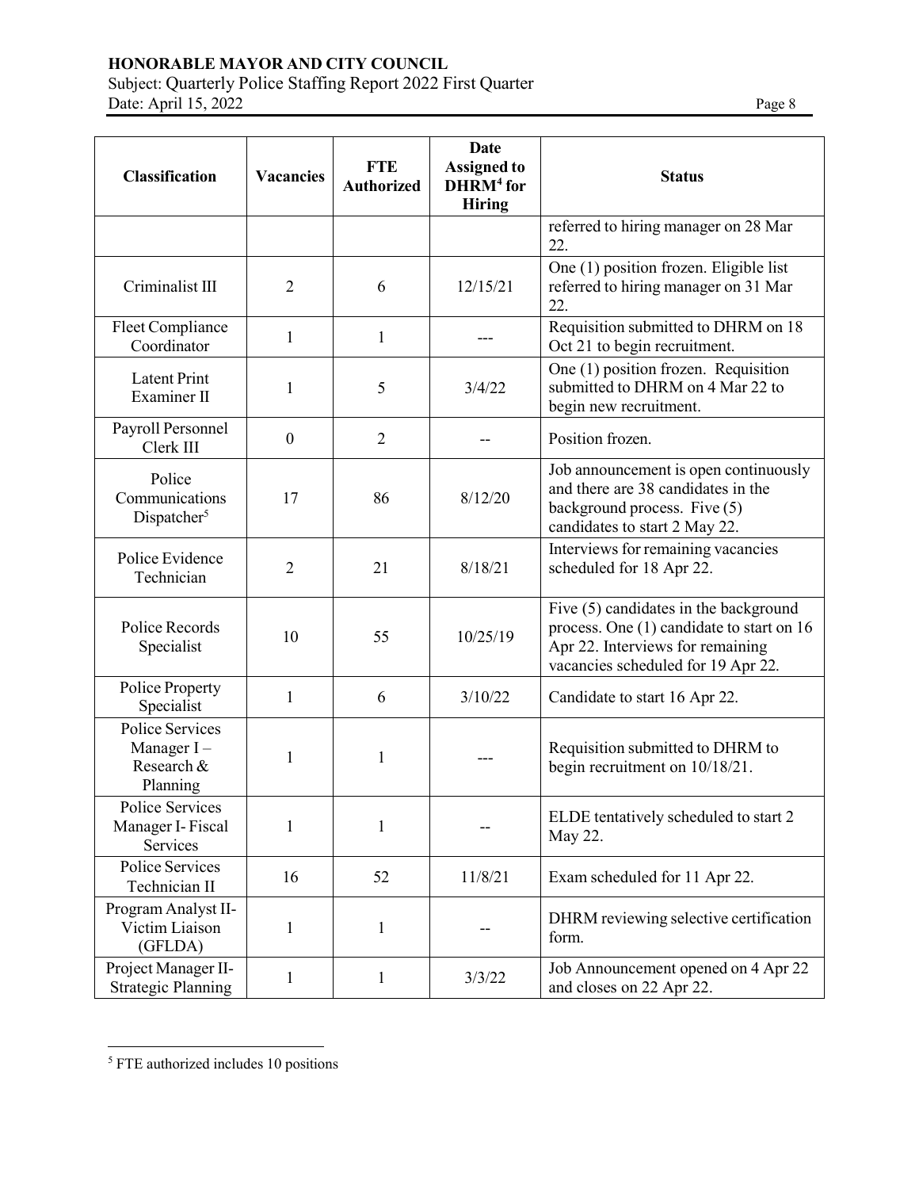| Classification | Vacancies | FTE Authorized | Date Assigned to DHRM[4] for Hiring | Status |
|---|---|---|---|---|
| | | | | referred to hiring manager on 28 Mar 22. |
| Criminalist III | 2 | 6 | 12/15/21 | One (1) position frozen. Eligible list referred to hiring manager on 31 Mar 22. |
| Fleet Compliance Coordinator | 1 | 1 | --- | Requisition submitted to DHRM on 18 Oct 21 to begin recruitment. |
| Latent Print Examiner II | 1 | 5 | 3/4/22 | One (1) position frozen. Requisition submitted to DHRM on 4 Mar 22 to begin new recruitment. |
| Payroll Personnel Clerk III | 0 | 2 | -- | Position frozen. |
| Police Communications Dispatcher[5] | 17 | 86 | 8/12/20 | Job announcement is open continuously and there are 38 candidates in the background process. Five (5) candidates to start 2 May 22. |
| Police Evidence Technician | 2 | 21 | 8/18/21 | Interviews for remaining vacancies scheduled for 18 Apr 22. |
| Police Records Specialist | 10 | 55 | 10/25/19 | Five (5) candidates in the background process. One (1) candidate to start on 16 Apr 22. Interviews for remaining vacancies scheduled for 19 Apr 22. |
| Police Property Specialist | 1 | 6 | 3/10/22 | Candidate to start 16 Apr 22. |
| Police Services Manager I – Research & Planning | 1 | 1 | --- | Requisition submitted to DHRM to begin recruitment on 10/18/21. |
| Police Services Manager I- Fiscal Services | 1 | 1 | -- | ELDE tentatively scheduled to start 2 May 22. |
| Police Services Technician II | 16 | 52 | 11/8/21 | Exam scheduled for 11 Apr 22. |
| Program Analyst II- Victim Liaison (GFLDA) | 1 | 1 | -- | DHRM reviewing selective certification form. |
| Project Manager II- Strategic Planning | 1 | 1 | 3/3/22 | Job Announcement opened on 4 Apr 22 and closes on 22 Apr 22. |

[5] FTE authorized includes 10 positions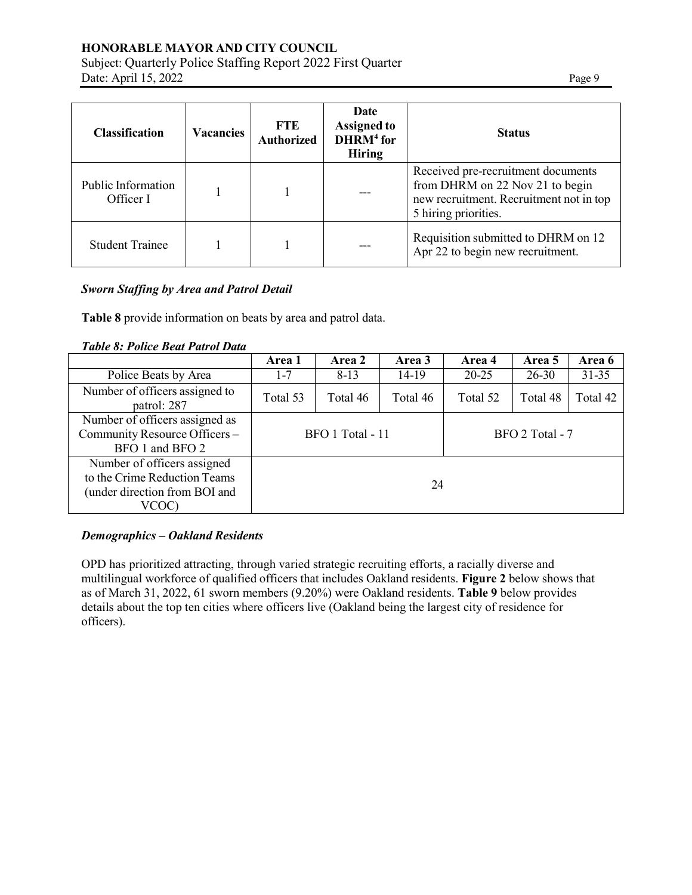| Classification | Vacancies | FTE Authorized | Date Assigned to DHRM[4] for Hiring | Status |
|---|---|---|---|---|
| Public Information Officer I | 1 | 1 | --- | Received pre-recruitment documents from DHRM on 22 Nov 21 to begin new recruitment. Recruitment not in top 5 hiring priorities. |
| Student Trainee | 1 | 1 | --- | Requisition submitted to DHRM on 12 Apr 22 to begin new recruitment. |

### *Sworn Staffing by Area and Patrol Detail*

**Table 8** provide information on beats by area and patrol data.

***Table 8: Police Beat Patrol Data***

| | Area 1 | Area 2 | Area 3 | Area 4 | Area 5 | Area 6 |
|---|---|---|---|---|---|---|
| Police Beats by Area | 1-7 | 8-13 | 14-19 | 20-25 | 26-30 | 31-35 |
| Number of officers assigned to patrol: 287 | Total 53 | Total 46 | Total 46 | Total 52 | Total 48 | Total 42 |
| Number of officers assigned as Community Resource Officers – BFO 1 and BFO 2 | BFO 1 Total - 11 | | | BFO 2 Total - 7 | | |
| Number of officers assigned to the Crime Reduction Teams (under direction from BOI and VCOC) | 24 | | | | | |

### *Demographics – Oakland Residents*

OPD has prioritized attracting, through varied strategic recruiting efforts, a racially diverse and multilingual workforce of qualified officers that includes Oakland residents. **Figure 2** below shows that as of March 31, 2022, 61 sworn members (9.20%) were Oakland residents. **Table 9** below provides details about the top ten cities where officers live (Oakland being the largest city of residence for officers).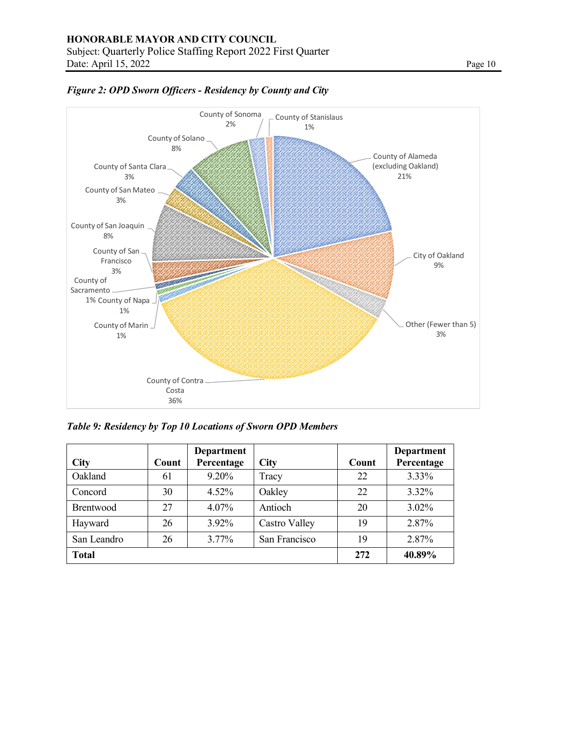*Figure 2: OPD Sworn Officers - Residency by County and City*

*Table 9: Residency by Top 10 Locations of Sworn OPD Members*

| City | Count | Department Percentage | City | Count | Department Percentage |
|---|---|---|---|---|---|
| Oakland | 61 | 9.20% | Tracy | 22 | 3.33% |
| Concord | 30 | 4.52% | Oakley | 22 | 3.32% |
| Brentwood | 27 | 4.07% | Antioch | 20 | 3.02% |
| Hayward | 26 | 3.92% | Castro Valley | 19 | 2.87% |
| San Leandro | 26 | 3.77% | San Francisco | 19 | 2.87% |
| **Total** | | | | **272** | **40.89%** |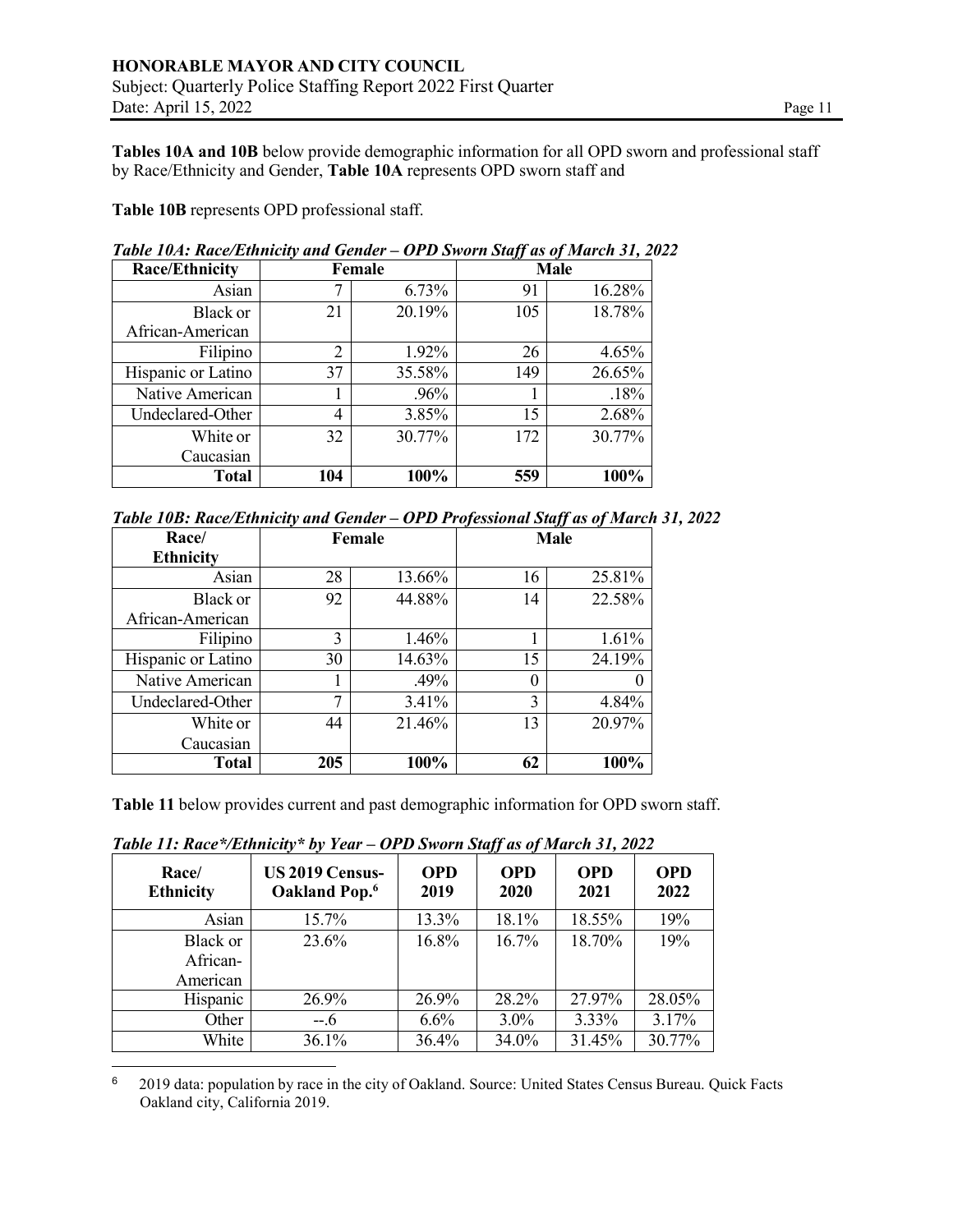**Tables 10A and 10B** below provide demographic information for all OPD sworn and professional staff by Race/Ethnicity and Gender, **Table 10A** represents OPD sworn staff and

**Table 10B** represents OPD professional staff.

***Table 10A: Race/Ethnicity and Gender – OPD Sworn Staff as of March 31, 2022***

| Race/Ethnicity | Female | | Male | |
|---|---|---|---|---|
| Asian | 7 | 6.73% | 91 | 16.28% |
| Black or African-American | 21 | 20.19% | 105 | 18.78% |
| Filipino | 2 | 1.92% | 26 | 4.65% |
| Hispanic or Latino | 37 | 35.58% | 149 | 26.65% |
| Native American | 1 | .96% | 1 | .18% |
| Undeclared-Other | 4 | 3.85% | 15 | 2.68% |
| White or Caucasian | 32 | 30.77% | 172 | 30.77% |
| **Total** | **104** | **100%** | **559** | **100%** |

***Table 10B: Race/Ethnicity and Gender – OPD Professional Staff as of March 31, 2022***

| Race/ Ethnicity | Female | | Male | |
|---|---|---|---|---|
| Asian | 28 | 13.66% | 16 | 25.81% |
| Black or African-American | 92 | 44.88% | 14 | 22.58% |
| Filipino | 3 | 1.46% | 1 | 1.61% |
| Hispanic or Latino | 30 | 14.63% | 15 | 24.19% |
| Native American | 1 | .49% | 0 | 0 |
| Undeclared-Other | 7 | 3.41% | 3 | 4.84% |
| White or Caucasian | 44 | 21.46% | 13 | 20.97% |
| **Total** | **205** | **100%** | **62** | **100%** |

**Table 11** below provides current and past demographic information for OPD sworn staff.

***Table 11: Race*/Ethnicity* by Year – OPD Sworn Staff as of March 31, 2022***

| Race/ Ethnicity | US 2019 Census- Oakland Pop.[6] | OPD 2019 | OPD 2020 | OPD 2021 | OPD 2022 |
|---|---|---|---|---|---|
| Asian | 15.7% | 13.3% | 18.1% | 18.55% | 19% |
| Black or African-American | 23.6% | 16.8% | 16.7% | 18.70% | 19% |
| Hispanic | 26.9% | 26.9% | 28.2% | 27.97% | 28.05% |
| Other | --.6 | 6.6% | 3.0% | 3.33% | 3.17% |
| White | 36.1% | 36.4% | 34.0% | 31.45% | 30.77% |

[6] 2019 data: population by race in the city of Oakland. Source: United States Census Bureau. Quick Facts Oakland city, California 2019.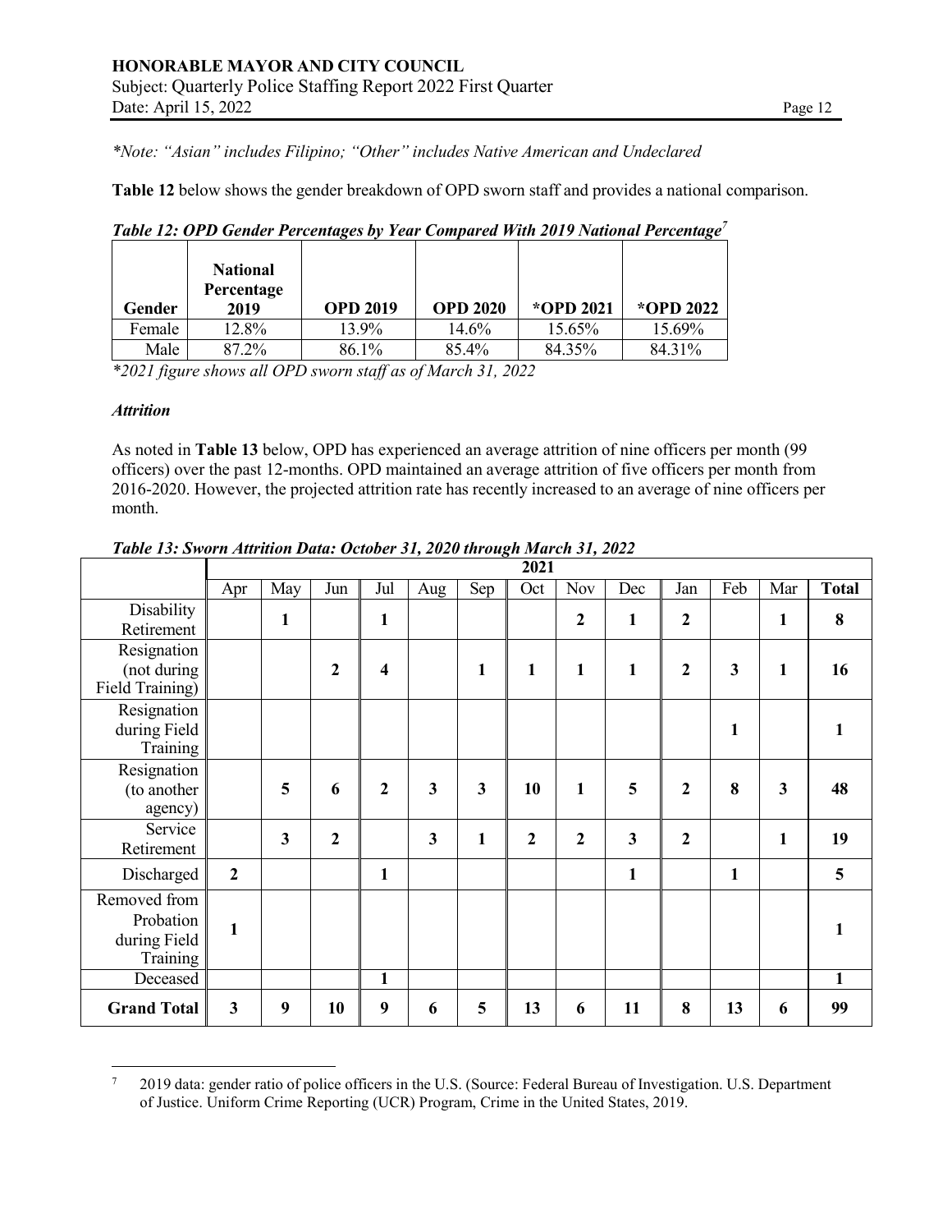*\*Note: "Asian" includes Filipino; "Other" includes Native American and Undeclared*

**Table 12** below shows the gender breakdown of OPD sworn staff and provides a national comparison.

***Table 12: OPD Gender Percentages by Year Compared With 2019 National Percentage[7]***

| Gender | National Percentage 2019 | OPD 2019 | OPD 2020 | *OPD 2021 | *OPD 2022 |
|---|---|---|---|---|---|
| Female | 12.8% | 13.9% | 14.6% | 15.65% | 15.69% |
| Male | 87.2% | 86.1% | 85.4% | 84.35% | 84.31% |

*\*2021 figure shows all OPD sworn staff as of March 31, 2022*

### *Attrition*

As noted in **Table 13** below, OPD has experienced an average attrition of nine officers per month (99 officers) over the past 12-months. OPD maintained an average attrition of five officers per month from 2016-2020. However, the projected attrition rate has recently increased to an average of nine officers per month.

***Table 13: Sworn Attrition Data: October 31, 2020 through March 31, 2022***

| | 2021 | | | | | | | | | | | | |
|---|---|---|---|---|---|---|---|---|---|---|---|---|---|
| | Apr | May | Jun | Jul | Aug | Sep | Oct | Nov | Dec | Jan | Feb | Mar | **Total** |
| Disability Retirement | | **1** | | **1** | | | | **2** | **1** | **2** | | **1** | **8** |
| Resignation (not during Field Training) | | | **2** | **4** | | **1** | **1** | **1** | **1** | **2** | **3** | **1** | **16** |
| Resignation during Field Training | | | | | | | | | | | **1** | | **1** |
| Resignation (to another agency) | | **5** | **6** | **2** | **3** | **3** | **10** | **1** | **5** | **2** | **8** | **3** | **48** |
| Service Retirement | | **3** | **2** | | **3** | **1** | **2** | **2** | **3** | **2** | | **1** | **19** |
| Discharged | **2** | | | **1** | | | | | **1** | | **1** | | **5** |
| Removed from Probation during Field Training | **1** | | | | | | | | | | | | **1** |
| Deceased | | | | **1** | | | | | | | | | **1** |
| **Grand Total** | **3** | **9** | **10** | **9** | **6** | **5** | **13** | **6** | **11** | **8** | **13** | **6** | **99** |

[7] 2019 data: gender ratio of police officers in the U.S. (Source: Federal Bureau of Investigation. U.S. Department of Justice. Uniform Crime Reporting (UCR) Program, Crime in the United States, 2019.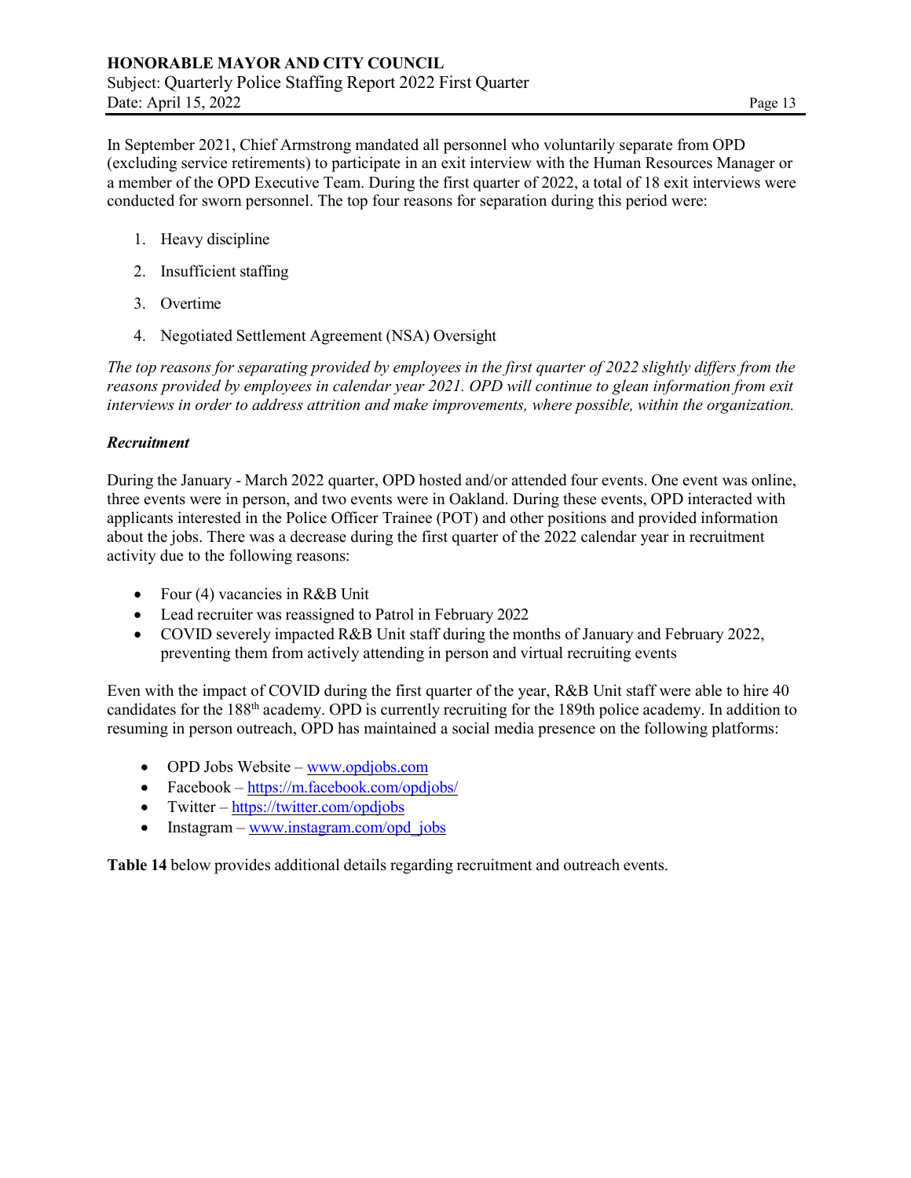In September 2021, Chief Armstrong mandated all personnel who voluntarily separate from OPD (excluding service retirements) to participate in an exit interview with the Human Resources Manager or a member of the OPD Executive Team. During the first quarter of 2022, a total of 18 exit interviews were conducted for sworn personnel. The top four reasons for separation during this period were:

1. Heavy discipline
2. Insufficient staffing
3. Overtime
4. Negotiated Settlement Agreement (NSA) Oversight

*The top reasons for separating provided by employees in the first quarter of 2022 slightly differs from the reasons provided by employees in calendar year 2021. OPD will continue to glean information from exit interviews in order to address attrition and make improvements, where possible, within the organization.*

***Recruitment***

During the January - March 2022 quarter, OPD hosted and/or attended four events. One event was online, three events were in person, and two events were in Oakland. During these events, OPD interacted with applicants interested in the Police Officer Trainee (POT) and other positions and provided information about the jobs. There was a decrease during the first quarter of the 2022 calendar year in recruitment activity due to the following reasons:

- Four (4) vacancies in R&B Unit
- Lead recruiter was reassigned to Patrol in February 2022
- COVID severely impacted R&B Unit staff during the months of January and February 2022, preventing them from actively attending in person and virtual recruiting events

Even with the impact of COVID during the first quarter of the year, R&B Unit staff were able to hire 40 candidates for the 188th academy. OPD is currently recruiting for the 189th police academy. In addition to resuming in person outreach, OPD has maintained a social media presence on the following platforms:

- OPD Jobs Website – www.opdjobs.com
- Facebook – https://m.facebook.com/opdjobs/
- Twitter – https://twitter.com/opdjobs
- Instagram – www.instagram.com/opd_jobs

**Table 14** below provides additional details regarding recruitment and outreach events.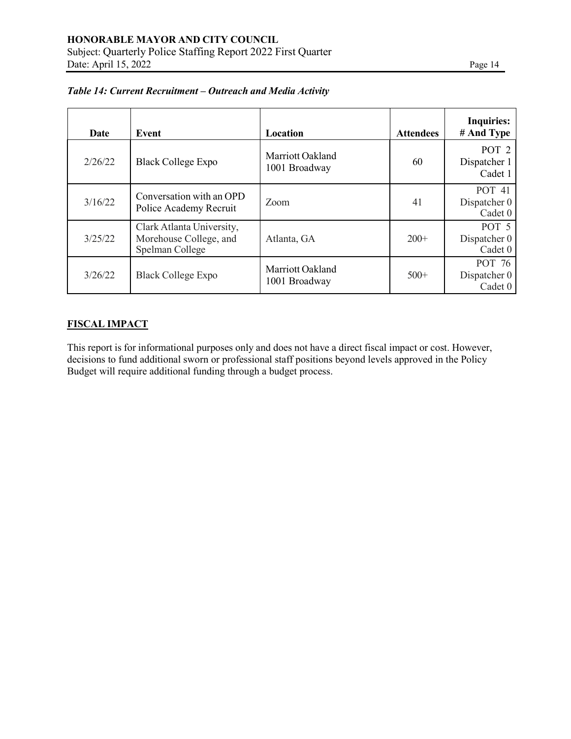*Table 14: Current Recruitment – Outreach and Media Activity*

| Date | Event | Location | Attendees | Inquiries: # And Type |
|---|---|---|---|---|
| 2/26/22 | Black College Expo | Marriott Oakland 1001 Broadway | 60 | POT 2 Dispatcher 1 Cadet 1 |
| 3/16/22 | Conversation with an OPD Police Academy Recruit | Zoom | 41 | POT 41 Dispatcher 0 Cadet 0 |
| 3/25/22 | Clark Atlanta University, Morehouse College, and Spelman College | Atlanta, GA | 200+ | POT 5 Dispatcher 0 Cadet 0 |
| 3/26/22 | Black College Expo | Marriott Oakland 1001 Broadway | 500+ | POT 76 Dispatcher 0 Cadet 0 |

## FISCAL IMPACT

This report is for informational purposes only and does not have a direct fiscal impact or cost. However, decisions to fund additional sworn or professional staff positions beyond levels approved in the Policy Budget will require additional funding through a budget process.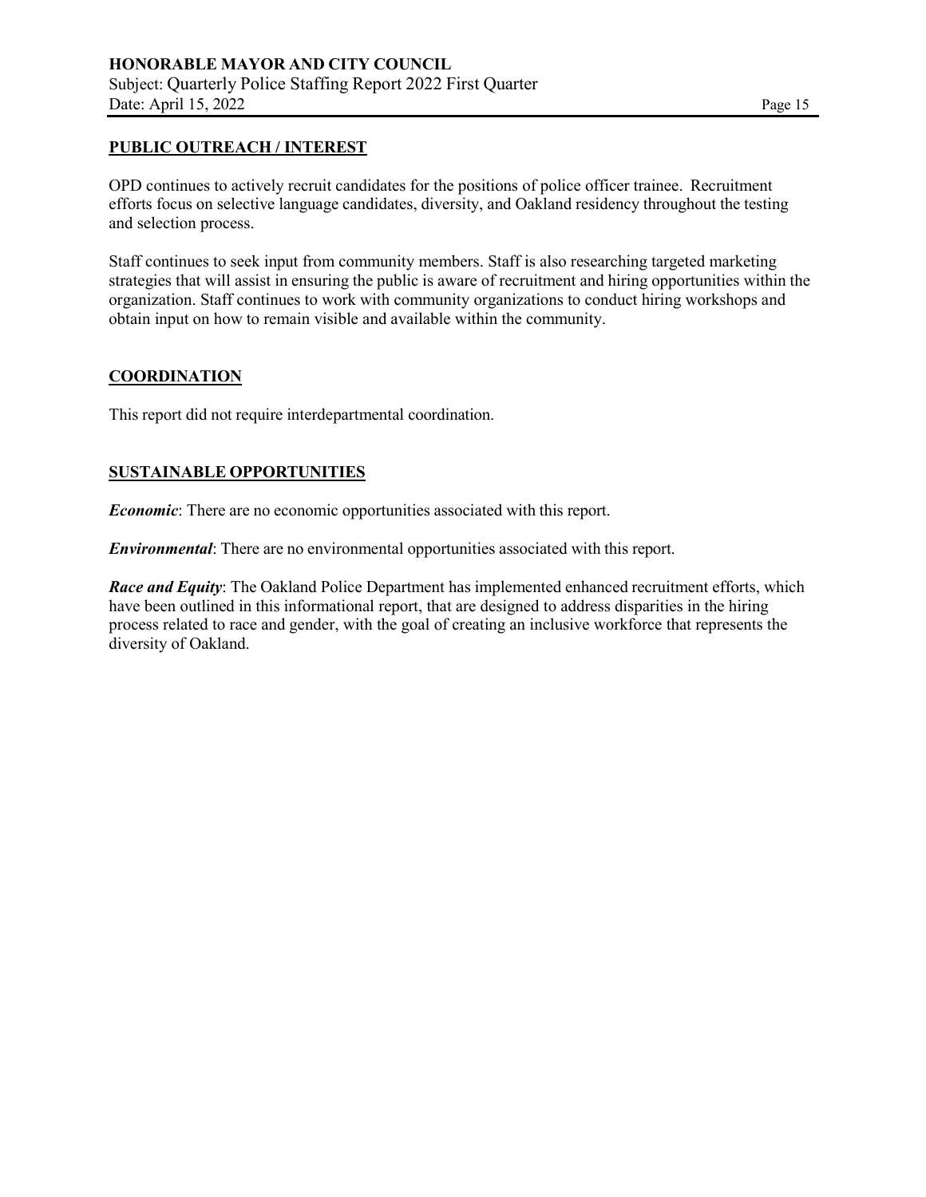## PUBLIC OUTREACH / INTEREST

OPD continues to actively recruit candidates for the positions of police officer trainee. Recruitment efforts focus on selective language candidates, diversity, and Oakland residency throughout the testing and selection process.

Staff continues to seek input from community members. Staff is also researching targeted marketing strategies that will assist in ensuring the public is aware of recruitment and hiring opportunities within the organization. Staff continues to work with community organizations to conduct hiring workshops and obtain input on how to remain visible and available within the community.

## COORDINATION

This report did not require interdepartmental coordination.

## SUSTAINABLE OPPORTUNITIES

***Economic***: There are no economic opportunities associated with this report.

***Environmental***: There are no environmental opportunities associated with this report.

***Race and Equity***: The Oakland Police Department has implemented enhanced recruitment efforts, which have been outlined in this informational report, that are designed to address disparities in the hiring process related to race and gender, with the goal of creating an inclusive workforce that represents the diversity of Oakland.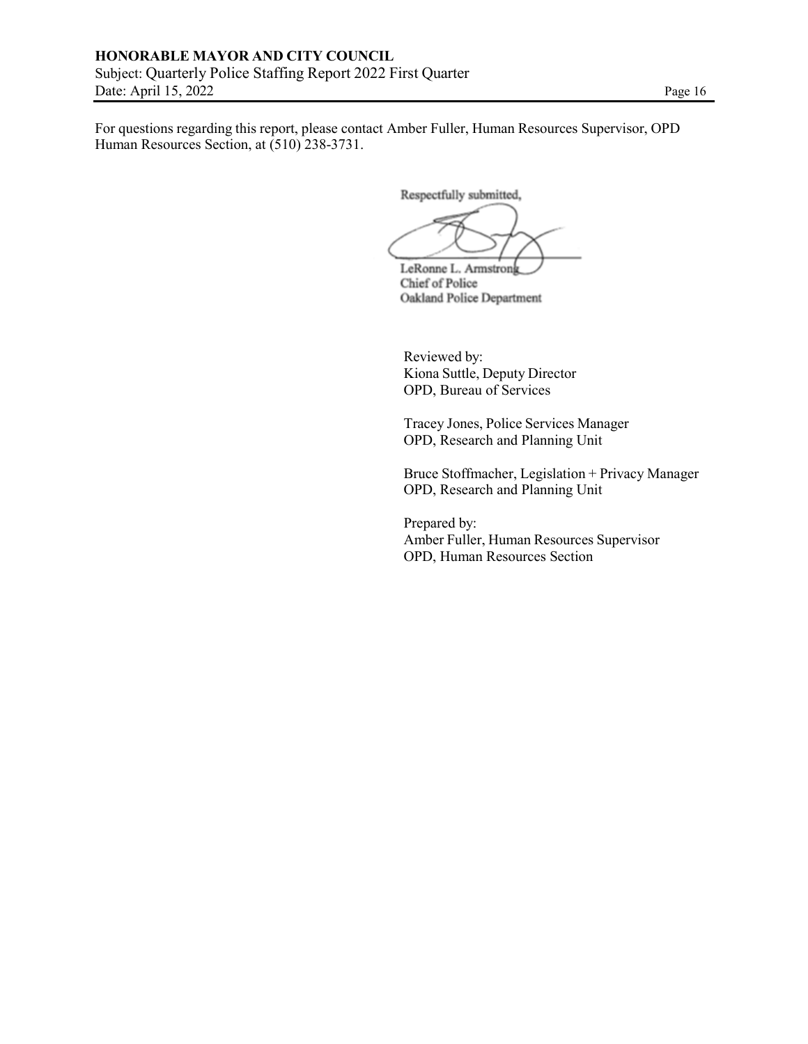For questions regarding this report, please contact Amber Fuller, Human Resources Supervisor, OPD Human Resources Section, at (510) 238-3731.

Respectfully submitted,

LeRonne L. Armstrong
Chief of Police
Oakland Police Department

Reviewed by:
Kiona Suttle, Deputy Director
OPD, Bureau of Services

Tracey Jones, Police Services Manager
OPD, Research and Planning Unit

Bruce Stoffmacher, Legislation + Privacy Manager
OPD, Research and Planning Unit

Prepared by:
Amber Fuller, Human Resources Supervisor
OPD, Human Resources Section